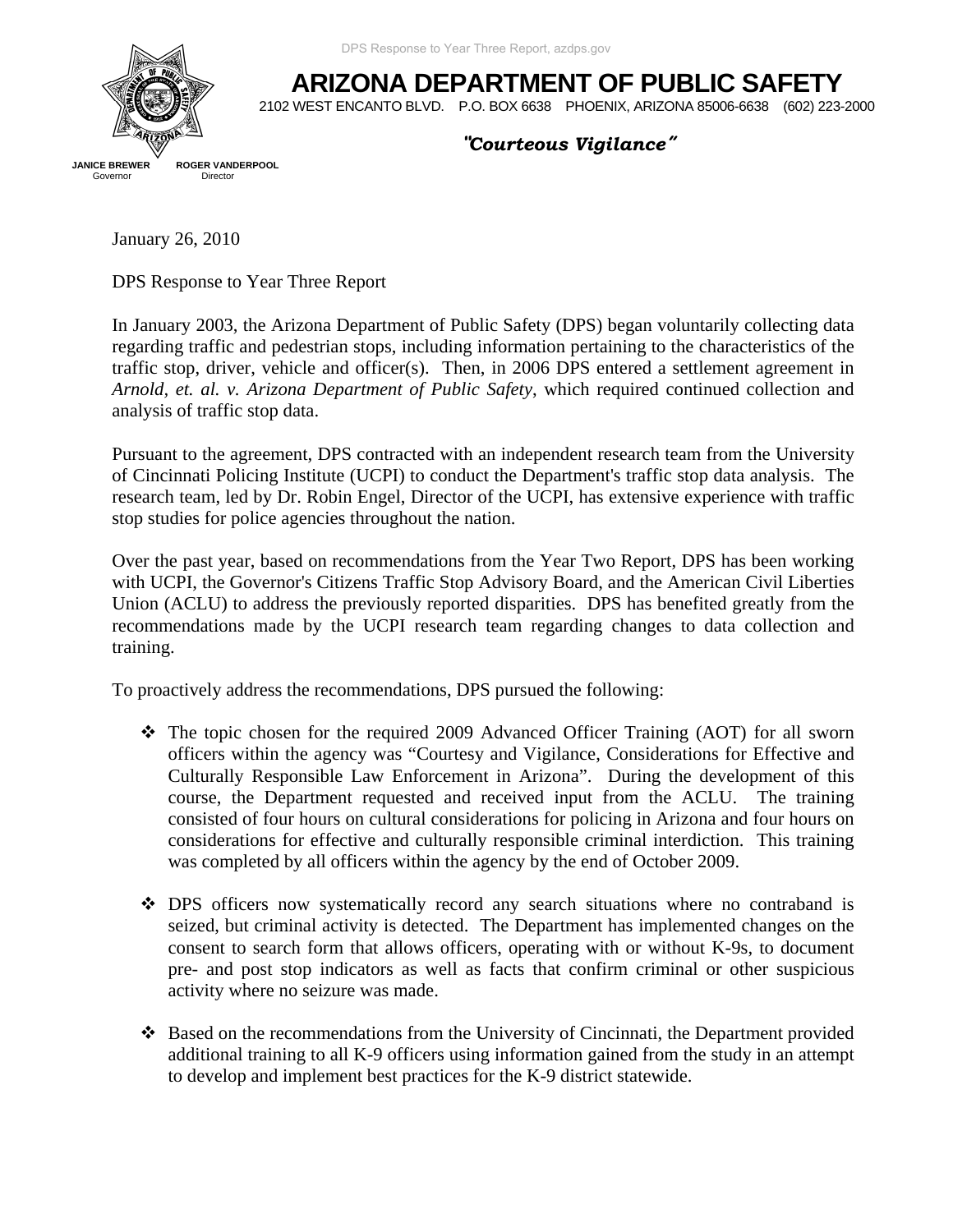# ARIZONA DEPARTMENT OF PUBLIC SAFETY

2102 WEST ENCANTO BLVD. P.O. BOX 6638 PHOENIX, ARIZONA 85006-6638 (602) 223-2000

*"Courteous Vigilance"*

**JANICE BREWER**
Governor

**ROGER VANDERPOOL**
Director

January 26, 2010

DPS Response to Year Three Report

In January 2003, the Arizona Department of Public Safety (DPS) began voluntarily collecting data regarding traffic and pedestrian stops, including information pertaining to the characteristics of the traffic stop, driver, vehicle and officer(s). Then, in 2006 DPS entered a settlement agreement in *Arnold, et. al. v. Arizona Department of Public Safety*, which required continued collection and analysis of traffic stop data.

Pursuant to the agreement, DPS contracted with an independent research team from the University of Cincinnati Policing Institute (UCPI) to conduct the Department's traffic stop data analysis. The research team, led by Dr. Robin Engel, Director of the UCPI, has extensive experience with traffic stop studies for police agencies throughout the nation.

Over the past year, based on recommendations from the Year Two Report, DPS has been working with UCPI, the Governor's Citizens Traffic Stop Advisory Board, and the American Civil Liberties Union (ACLU) to address the previously reported disparities. DPS has benefited greatly from the recommendations made by the UCPI research team regarding changes to data collection and training.

To proactively address the recommendations, DPS pursued the following:

- The topic chosen for the required 2009 Advanced Officer Training (AOT) for all sworn officers within the agency was "Courtesy and Vigilance, Considerations for Effective and Culturally Responsible Law Enforcement in Arizona". During the development of this course, the Department requested and received input from the ACLU. The training consisted of four hours on cultural considerations for policing in Arizona and four hours on considerations for effective and culturally responsible criminal interdiction. This training was completed by all officers within the agency by the end of October 2009.

- DPS officers now systematically record any search situations where no contraband is seized, but criminal activity is detected. The Department has implemented changes on the consent to search form that allows officers, operating with or without K-9s, to document pre- and post stop indicators as well as facts that confirm criminal or other suspicious activity where no seizure was made.

- Based on the recommendations from the University of Cincinnati, the Department provided additional training to all K-9 officers using information gained from the study in an attempt to develop and implement best practices for the K-9 district statewide.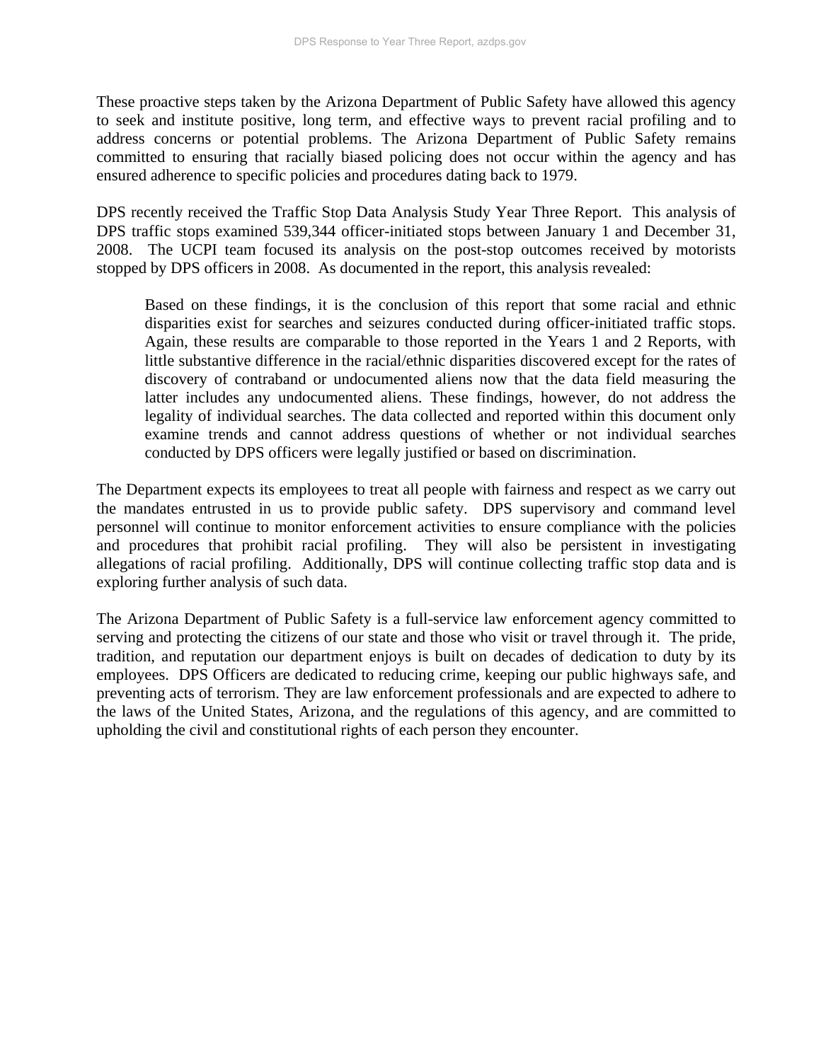These proactive steps taken by the Arizona Department of Public Safety have allowed this agency to seek and institute positive, long term, and effective ways to prevent racial profiling and to address concerns or potential problems. The Arizona Department of Public Safety remains committed to ensuring that racially biased policing does not occur within the agency and has ensured adherence to specific policies and procedures dating back to 1979.

DPS recently received the Traffic Stop Data Analysis Study Year Three Report. This analysis of DPS traffic stops examined 539,344 officer-initiated stops between January 1 and December 31, 2008. The UCPI team focused its analysis on the post-stop outcomes received by motorists stopped by DPS officers in 2008. As documented in the report, this analysis revealed:

> Based on these findings, it is the conclusion of this report that some racial and ethnic disparities exist for searches and seizures conducted during officer-initiated traffic stops. Again, these results are comparable to those reported in the Years 1 and 2 Reports, with little substantive difference in the racial/ethnic disparities discovered except for the rates of discovery of contraband or undocumented aliens now that the data field measuring the latter includes any undocumented aliens. These findings, however, do not address the legality of individual searches. The data collected and reported within this document only examine trends and cannot address questions of whether or not individual searches conducted by DPS officers were legally justified or based on discrimination.

The Department expects its employees to treat all people with fairness and respect as we carry out the mandates entrusted in us to provide public safety. DPS supervisory and command level personnel will continue to monitor enforcement activities to ensure compliance with the policies and procedures that prohibit racial profiling. They will also be persistent in investigating allegations of racial profiling. Additionally, DPS will continue collecting traffic stop data and is exploring further analysis of such data.

The Arizona Department of Public Safety is a full-service law enforcement agency committed to serving and protecting the citizens of our state and those who visit or travel through it. The pride, tradition, and reputation our department enjoys is built on decades of dedication to duty by its employees. DPS Officers are dedicated to reducing crime, keeping our public highways safe, and preventing acts of terrorism. They are law enforcement professionals and are expected to adhere to the laws of the United States, Arizona, and the regulations of this agency, and are committed to upholding the civil and constitutional rights of each person they encounter.